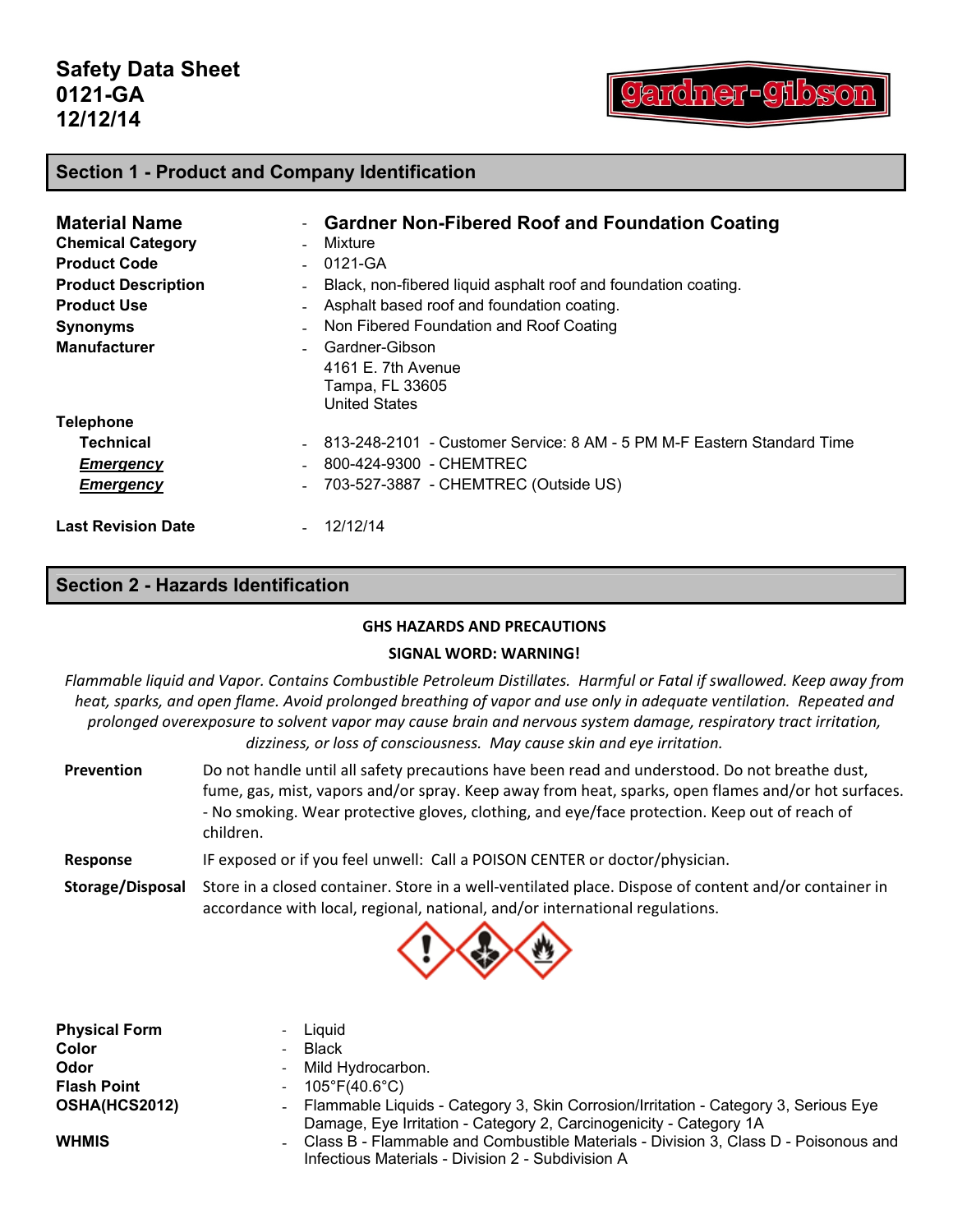# Safety Data Sheet
# 0121-GA
# 12/12/14

## Section 1 - Product and Company Identification

| | | |
|---|---|---|
| **Material Name** | - | **Gardner Non-Fibered Roof and Foundation Coating** |
| **Chemical Category** | - | Mixture |
| **Product Code** | - | 0121-GA |
| **Product Description** | - | Black, non-fibered liquid asphalt roof and foundation coating. |
| **Product Use** | - | Asphalt based roof and foundation coating. |
| **Synonyms** | - | Non Fibered Foundation and Roof Coating |
| **Manufacturer** | - | Gardner-Gibson<br>4161 E. 7th Avenue<br>Tampa, FL 33605<br>United States |
| **Telephone** | | |
| **Technical** | - | 813-248-2101 - Customer Service: 8 AM - 5 PM M-F Eastern Standard Time |
| ***Emergency*** | - | 800-424-9300 - CHEMTREC |
| ***Emergency*** | - | 703-527-3887 - CHEMTREC (Outside US) |
| **Last Revision Date** | - | 12/12/14 |

## Section 2 - Hazards Identification

**GHS HAZARDS AND PRECAUTIONS**

**SIGNAL WORD: WARNING!**

*Flammable liquid and Vapor. Contains Combustible Petroleum Distillates. Harmful or Fatal if swallowed. Keep away from heat, sparks, and open flame. Avoid prolonged breathing of vapor and use only in adequate ventilation. Repeated and prolonged overexposure to solvent vapor may cause brain and nervous system damage, respiratory tract irritation, dizziness, or loss of consciousness. May cause skin and eye irritation.*

**Prevention** Do not handle until all safety precautions have been read and understood. Do not breathe dust, fume, gas, mist, vapors and/or spray. Keep away from heat, sparks, open flames and/or hot surfaces. - No smoking. Wear protective gloves, clothing, and eye/face protection. Keep out of reach of children.

**Response** IF exposed or if you feel unwell: Call a POISON CENTER or doctor/physician.

**Storage/Disposal** Store in a closed container. Store in a well-ventilated place. Dispose of content and/or container in accordance with local, regional, national, and/or international regulations.

| | | |
|---|---|---|
| **Physical Form** | - | Liquid |
| **Color** | - | Black |
| **Odor** | - | Mild Hydrocarbon. |
| **Flash Point** | - | 105°F(40.6°C) |
| **OSHA(HCS2012)** | - | Flammable Liquids - Category 3, Skin Corrosion/Irritation - Category 3, Serious Eye Damage, Eye Irritation - Category 2, Carcinogenicity - Category 1A |
| **WHMIS** | - | Class B - Flammable and Combustible Materials - Division 3, Class D - Poisonous and Infectious Materials - Division 2 - Subdivision A |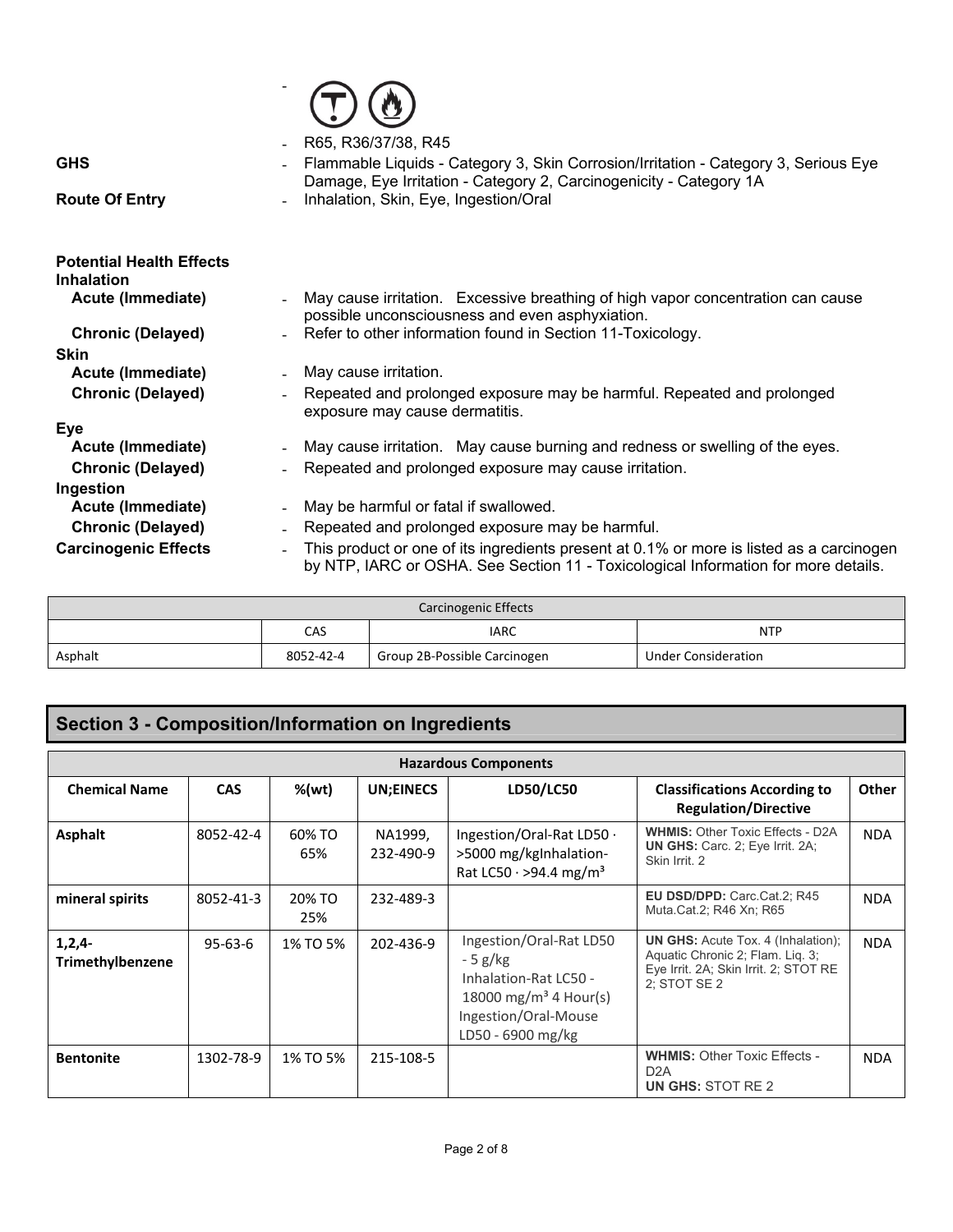\-

\- R65, R36/37/38, R45

**GHS** - Flammable Liquids - Category 3, Skin Corrosion/Irritation - Category 3, Serious Eye Damage, Eye Irritation - Category 2, Carcinogenicity - Category 1A

**Route Of Entry** - Inhalation, Skin, Eye, Ingestion/Oral

**Potential Health Effects**

**Inhalation**

**Acute (Immediate)** - May cause irritation. Excessive breathing of high vapor concentration can cause possible unconsciousness and even asphyxiation.

**Chronic (Delayed)** - Refer to other information found in Section 11-Toxicology.

**Skin**

**Acute (Immediate)** - May cause irritation.

**Chronic (Delayed)** - Repeated and prolonged exposure may be harmful. Repeated and prolonged exposure may cause dermatitis.

**Eye**

**Acute (Immediate)** - May cause irritation. May cause burning and redness or swelling of the eyes.

**Chronic (Delayed)** - Repeated and prolonged exposure may cause irritation.

**Ingestion**

**Acute (Immediate)** - May be harmful or fatal if swallowed.

**Chronic (Delayed)** - Repeated and prolonged exposure may be harmful.

**Carcinogenic Effects** - This product or one of its ingredients present at 0.1% or more is listed as a carcinogen by NTP, IARC or OSHA. See Section 11 - Toxicological Information for more details.

| Carcinogenic Effects | | | |
|---|---|---|---|
| | CAS | IARC | NTP |
| Asphalt | 8052-42-4 | Group 2B-Possible Carcinogen | Under Consideration |

## Section 3 - Composition/Information on Ingredients

| Hazardous Components | | | | | | |
|---|---|---|---|---|---|---|
| **Chemical Name** | **CAS** | **%(wt)** | **UN;EINECS** | **LD50/LC50** | **Classifications According to Regulation/Directive** | **Other** |
| **Asphalt** | 8052-42-4 | 60% TO 65% | NA1999, 232-490-9 | Ingestion/Oral-Rat LD50 · >5000 mg/kgInhalation-Rat LC50 · >94.4 mg/m³ | **WHMIS:** Other Toxic Effects - D2A **UN GHS:** Carc. 2; Eye Irrit. 2A; Skin Irrit. 2 | NDA |
| **mineral spirits** | 8052-41-3 | 20% TO 25% | 232-489-3 | | **EU DSD/DPD:** Carc.Cat.2; R45 Muta.Cat.2; R46 Xn; R65 | NDA |
| **1,2,4-Trimethylbenzene** | 95-63-6 | 1% TO 5% | 202-436-9 | Ingestion/Oral-Rat LD50 - 5 g/kg Inhalation-Rat LC50 - 18000 mg/m³ 4 Hour(s) Ingestion/Oral-Mouse LD50 - 6900 mg/kg | **UN GHS:** Acute Tox. 4 (Inhalation); Aquatic Chronic 2; Flam. Liq. 3; Eye Irrit. 2A; Skin Irrit. 2; STOT RE 2; STOT SE 2 | NDA |
| **Bentonite** | 1302-78-9 | 1% TO 5% | 215-108-5 | | **WHMIS:** Other Toxic Effects - D2A **UN GHS:** STOT RE 2 | NDA |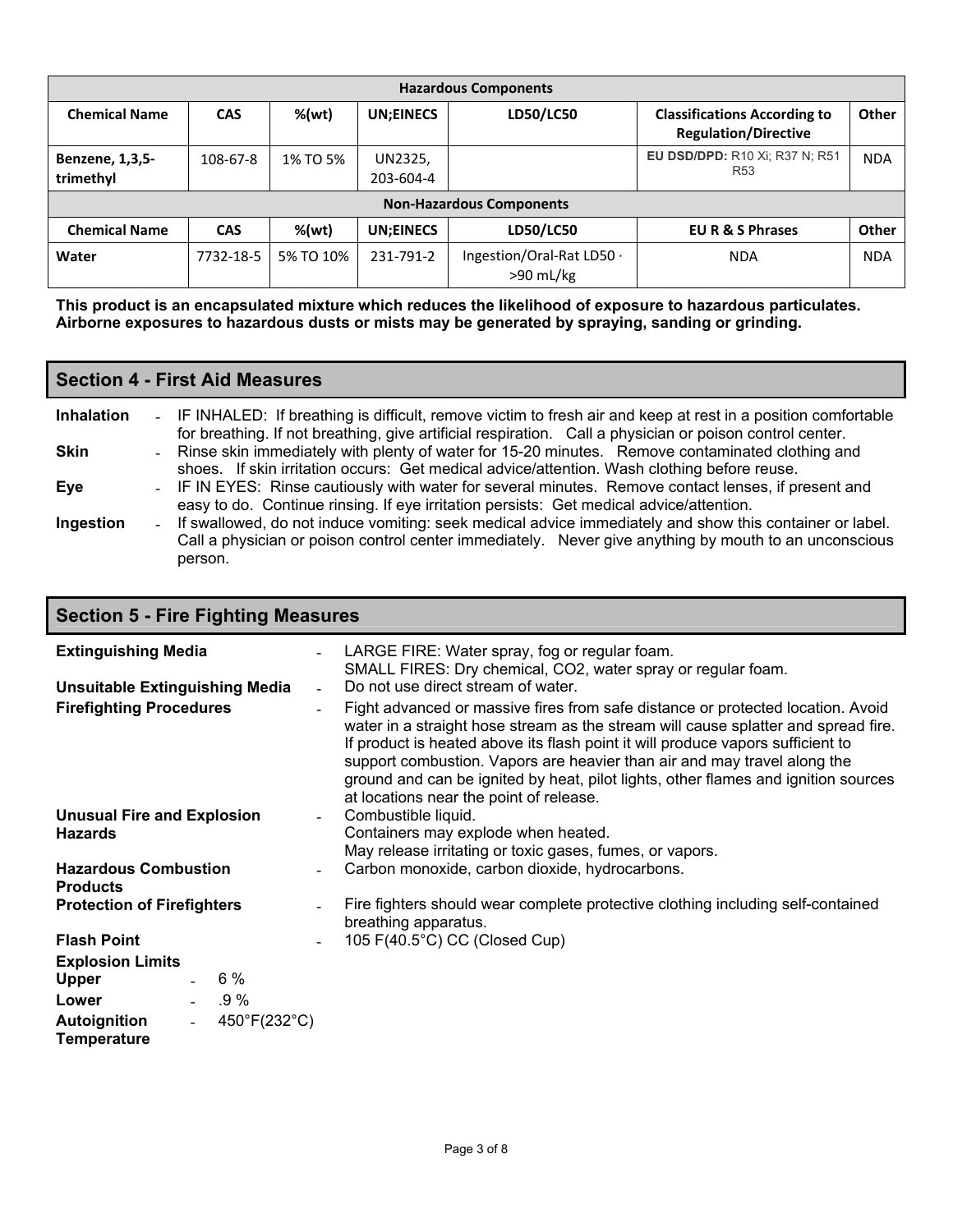| Hazardous Components | | | | | | |
|---|---|---|---|---|---|---|
| **Chemical Name** | **CAS** | **%(wt)** | **UN;EINECS** | **LD50/LC50** | **Classifications According to Regulation/Directive** | **Other** |
| **Benzene, 1,3,5-trimethyl** | 108-67-8 | 1% TO 5% | UN2325, 203-604-4 | | **EU DSD/DPD:** R10 Xi; R37 N; R51 R53 | NDA |
| **Non-Hazardous Components** | | | | | | |
| **Chemical Name** | **CAS** | **%(wt)** | **UN;EINECS** | **LD50/LC50** | **EU R & S Phrases** | **Other** |
| **Water** | 7732-18-5 | 5% TO 10% | 231-791-2 | Ingestion/Oral-Rat LD50 · >90 mL/kg | NDA | NDA |

**This product is an encapsulated mixture which reduces the likelihood of exposure to hazardous particulates. Airborne exposures to hazardous dusts or mists may be generated by spraying, sanding or grinding.**

## Section 4 - First Aid Measures

**Inhalation** - IF INHALED: If breathing is difficult, remove victim to fresh air and keep at rest in a position comfortable for breathing. If not breathing, give artificial respiration. Call a physician or poison control center.

**Skin** - Rinse skin immediately with plenty of water for 15-20 minutes. Remove contaminated clothing and shoes. If skin irritation occurs: Get medical advice/attention. Wash clothing before reuse.

**Eye** - IF IN EYES: Rinse cautiously with water for several minutes. Remove contact lenses, if present and easy to do. Continue rinsing. If eye irritation persists: Get medical advice/attention.

**Ingestion** - If swallowed, do not induce vomiting: seek medical advice immediately and show this container or label. Call a physician or poison control center immediately. Never give anything by mouth to an unconscious person.

## Section 5 - Fire Fighting Measures

**Extinguishing Media** - LARGE FIRE: Water spray, fog or regular foam.
SMALL FIRES: Dry chemical, CO2, water spray or regular foam.

**Unsuitable Extinguishing Media** - Do not use direct stream of water.

**Firefighting Procedures** - Fight advanced or massive fires from safe distance or protected location. Avoid water in a straight hose stream as the stream will cause splatter and spread fire. If product is heated above its flash point it will produce vapors sufficient to support combustion. Vapors are heavier than air and may travel along the ground and can be ignited by heat, pilot lights, other flames and ignition sources at locations near the point of release.

**Unusual Fire and Explosion Hazards** - Combustible liquid.
Containers may explode when heated.
May release irritating or toxic gases, fumes, or vapors.

**Hazardous Combustion Products** - Carbon monoxide, carbon dioxide, hydrocarbons.

**Protection of Firefighters** - Fire fighters should wear complete protective clothing including self-contained breathing apparatus.

**Flash Point** - 105 F(40.5°C) CC (Closed Cup)

**Explosion Limits**

**Upper** - 6 %

**Lower** - .9 %

**Autoignition Temperature** - 450°F(232°C)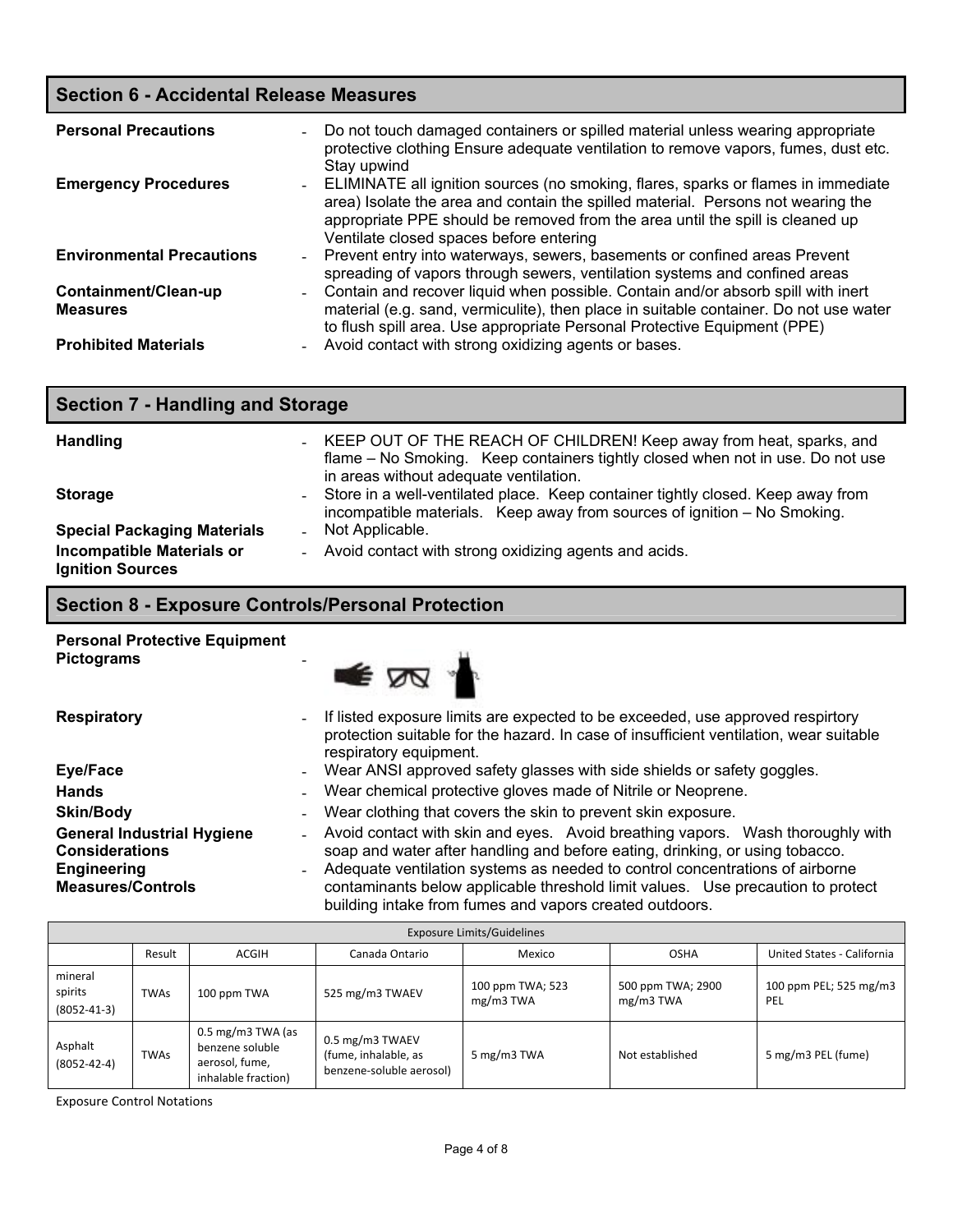## Section 6 - Accidental Release Measures

**Personal Precautions** - Do not touch damaged containers or spilled material unless wearing appropriate protective clothing Ensure adequate ventilation to remove vapors, fumes, dust etc. Stay upwind

**Emergency Procedures** - ELIMINATE all ignition sources (no smoking, flares, sparks or flames in immediate area) Isolate the area and contain the spilled material. Persons not wearing the appropriate PPE should be removed from the area until the spill is cleaned up Ventilate closed spaces before entering

**Environmental Precautions** - Prevent entry into waterways, sewers, basements or confined areas Prevent spreading of vapors through sewers, ventilation systems and confined areas

**Containment/Clean-up Measures** - Contain and recover liquid when possible. Contain and/or absorb spill with inert material (e.g. sand, vermiculite), then place in suitable container. Do not use water to flush spill area. Use appropriate Personal Protective Equipment (PPE)

**Prohibited Materials** - Avoid contact with strong oxidizing agents or bases.

## Section 7 - Handling and Storage

**Handling** - KEEP OUT OF THE REACH OF CHILDREN! Keep away from heat, sparks, and flame – No Smoking. Keep containers tightly closed when not in use. Do not use in areas without adequate ventilation.

**Storage** - Store in a well-ventilated place. Keep container tightly closed. Keep away from incompatible materials. Keep away from sources of ignition – No Smoking.

**Special Packaging Materials** - Not Applicable.

**Incompatible Materials or Ignition Sources** - Avoid contact with strong oxidizing agents and acids.

## Section 8 - Exposure Controls/Personal Protection

**Personal Protective Equipment Pictograms** -

**Respiratory** - If listed exposure limits are expected to be exceeded, use approved respirtory protection suitable for the hazard. In case of insufficient ventilation, wear suitable respiratory equipment.

**Eye/Face** - Wear ANSI approved safety glasses with side shields or safety goggles.

**Hands** - Wear chemical protective gloves made of Nitrile or Neoprene.

**Skin/Body** - Wear clothing that covers the skin to prevent skin exposure.

**General Industrial Hygiene Considerations** - Avoid contact with skin and eyes. Avoid breathing vapors. Wash thoroughly with soap and water after handling and before eating, drinking, or using tobacco.

**Engineering Measures/Controls** - Adequate ventilation systems as needed to control concentrations of airborne contaminants below applicable threshold limit values. Use precaution to protect building intake from fumes and vapors created outdoors.

| Exposure Limits/Guidelines | | | | | | |
|---|---|---|---|---|---|---|
| | Result | ACGIH | Canada Ontario | Mexico | OSHA | United States - California |
| mineral spirits (8052-41-3) | TWAs | 100 ppm TWA | 525 mg/m3 TWAEV | 100 ppm TWA; 523 mg/m3 TWA | 500 ppm TWA; 2900 mg/m3 TWA | 100 ppm PEL; 525 mg/m3 PEL |
| Asphalt (8052-42-4) | TWAs | 0.5 mg/m3 TWA (as benzene soluble aerosol, fume, inhalable fraction) | 0.5 mg/m3 TWAEV (fume, inhalable, as benzene-soluble aerosol) | 5 mg/m3 TWA | Not established | 5 mg/m3 PEL (fume) |

Exposure Control Notations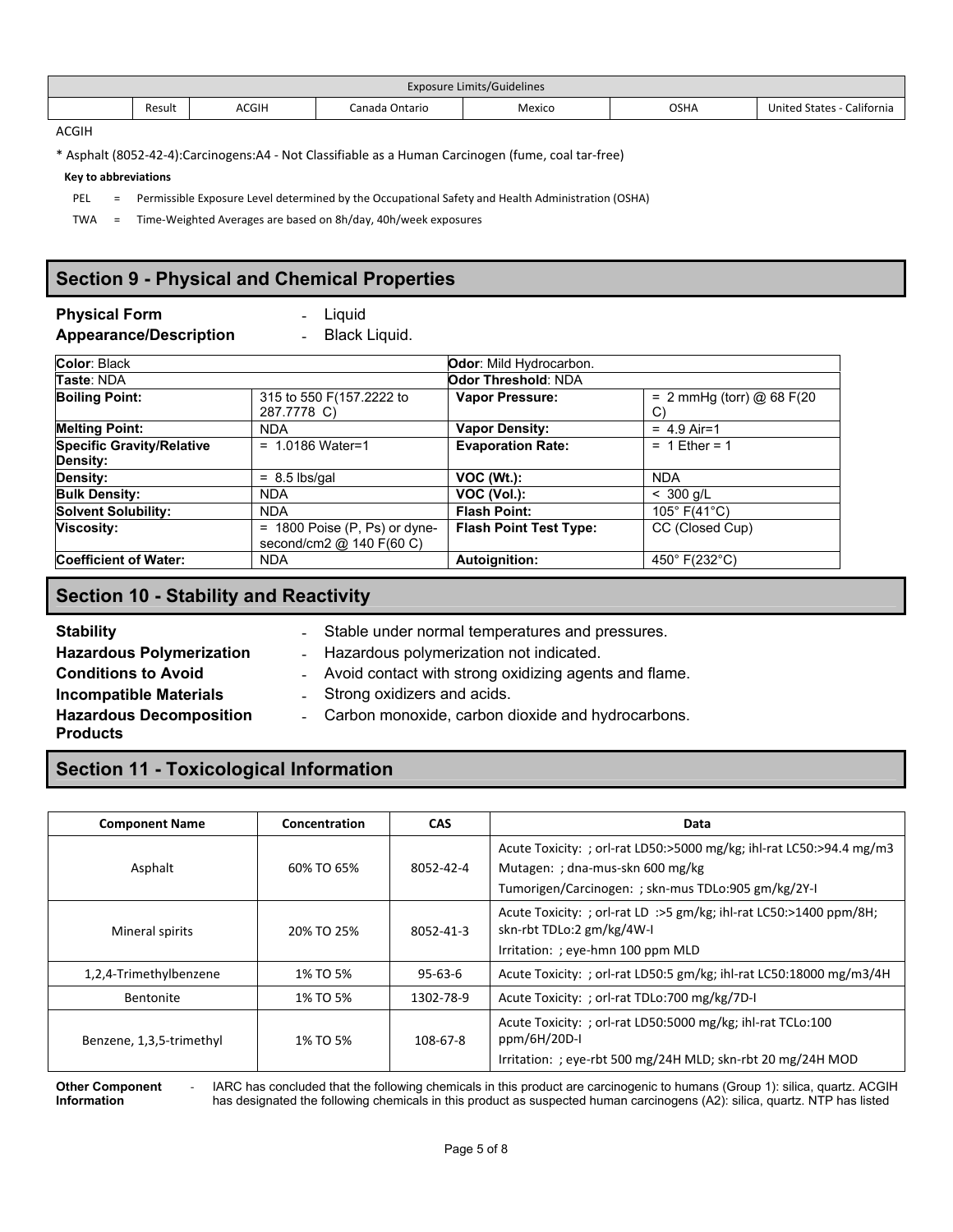| Exposure Limits/Guidelines | | | | | | |
|---|---|---|---|---|---|---|
| | Result | ACGIH | Canada Ontario | Mexico | OSHA | United States - California |

ACGIH

* Asphalt (8052-42-4):Carcinogens:A4 - Not Classifiable as a Human Carcinogen (fume, coal tar-free)

**Key to abbreviations**

PEL = Permissible Exposure Level determined by the Occupational Safety and Health Administration (OSHA)

TWA = Time-Weighted Averages are based on 8h/day, 40h/week exposures

## Section 9 - Physical and Chemical Properties

**Physical Form** - Liquid

**Appearance/Description** - Black Liquid.

| **Color**: Black | | **Odor**: Mild Hydrocarbon. | |
|---|---|---|---|
| **Taste**: NDA | | **Odor Threshold**: NDA | |
| **Boiling Point:** | 315 to 550 F(157.2222 to 287.7778 C) | **Vapor Pressure:** | = 2 mmHg (torr) @ 68 F(20 C) |
| **Melting Point:** | NDA | **Vapor Density:** | = 4.9 Air=1 |
| **Specific Gravity/Relative Density:** | = 1.0186 Water=1 | **Evaporation Rate:** | = 1 Ether = 1 |
| **Density:** | = 8.5 lbs/gal | **VOC (Wt.):** | NDA |
| **Bulk Density:** | NDA | **VOC (Vol.):** | < 300 g/L |
| **Solvent Solubility:** | NDA | **Flash Point:** | 105° F(41°C) |
| **Viscosity:** | = 1800 Poise (P, Ps) or dyne-second/cm2 @ 140 F(60 C) | **Flash Point Test Type:** | CC (Closed Cup) |
| **Coefficient of Water:** | NDA | **Autoignition:** | 450° F(232°C) |

## Section 10 - Stability and Reactivity

**Stability** - Stable under normal temperatures and pressures.

**Hazardous Polymerization** - Hazardous polymerization not indicated.

**Conditions to Avoid** - Avoid contact with strong oxidizing agents and flame.

**Incompatible Materials** - Strong oxidizers and acids.

**Hazardous Decomposition Products** - Carbon monoxide, carbon dioxide and hydrocarbons.

## Section 11 - Toxicological Information

| Component Name | Concentration | CAS | Data |
|---|---|---|---|
| Asphalt | 60% TO 65% | 8052-42-4 | Acute Toxicity: ; orl-rat LD50:>5000 mg/kg; ihl-rat LC50:>94.4 mg/m3<br>Mutagen: ; dna-mus-skn 600 mg/kg<br>Tumorigen/Carcinogen: ; skn-mus TDLo:905 gm/kg/2Y-I |
| Mineral spirits | 20% TO 25% | 8052-41-3 | Acute Toxicity: ; orl-rat LD :>5 gm/kg; ihl-rat LC50:>1400 ppm/8H; skn-rbt TDLo:2 gm/kg/4W-I<br>Irritation: ; eye-hmn 100 ppm MLD |
| 1,2,4-Trimethylbenzene | 1% TO 5% | 95-63-6 | Acute Toxicity: ; orl-rat LD50:5 gm/kg; ihl-rat LC50:18000 mg/m3/4H |
| Bentonite | 1% TO 5% | 1302-78-9 | Acute Toxicity: ; orl-rat TDLo:700 mg/kg/7D-I |
| Benzene, 1,3,5-trimethyl | 1% TO 5% | 108-67-8 | Acute Toxicity: ; orl-rat LD50:5000 mg/kg; ihl-rat TCLo:100 ppm/6H/20D-I<br>Irritation: ; eye-rbt 500 mg/24H MLD; skn-rbt 20 mg/24H MOD |

**Other Component Information** - IARC has concluded that the following chemicals in this product are carcinogenic to humans (Group 1): silica, quartz. ACGIH has designated the following chemicals in this product as suspected human carcinogens (A2): silica, quartz. NTP has listed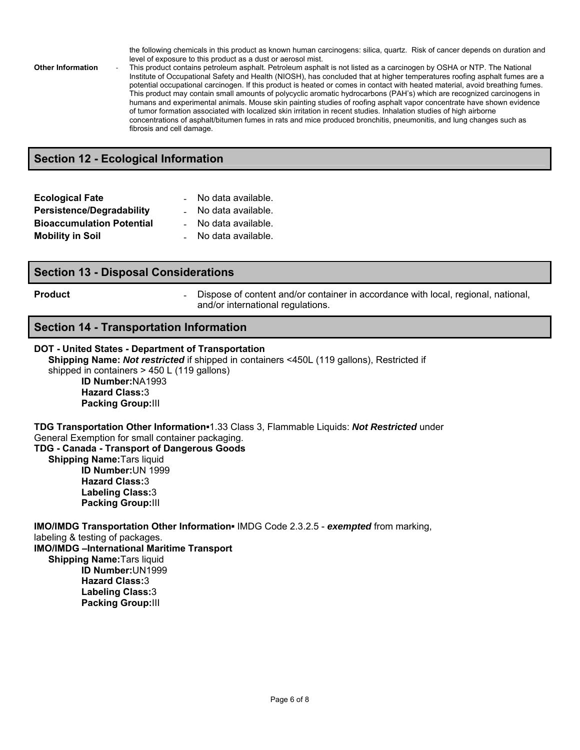the following chemicals in this product as known human carcinogens: silica, quartz. Risk of cancer depends on duration and level of exposure to this product as a dust or aerosol mist.

**Other Information** - This product contains petroleum asphalt. Petroleum asphalt is not listed as a carcinogen by OSHA or NTP. The National Institute of Occupational Safety and Health (NIOSH), has concluded that at higher temperatures roofing asphalt fumes are a potential occupational carcinogen. If this product is heated or comes in contact with heated material, avoid breathing fumes. This product may contain small amounts of polycyclic aromatic hydrocarbons (PAH's) which are recognized carcinogens in humans and experimental animals. Mouse skin painting studies of roofing asphalt vapor concentrate have shown evidence of tumor formation associated with localized skin irritation in recent studies. Inhalation studies of high airborne concentrations of asphalt/bitumen fumes in rats and mice produced bronchitis, pneumonitis, and lung changes such as fibrosis and cell damage.

## Section 12 - Ecological Information

**Ecological Fate** - No data available.
**Persistence/Degradability** - No data available.
**Bioaccumulation Potential** - No data available.
**Mobility in Soil** - No data available.

## Section 13 - Disposal Considerations

**Product** - Dispose of content and/or container in accordance with local, regional, national, and/or international regulations.

## Section 14 - Transportation Information

**DOT - United States - Department of Transportation**
**Shipping Name:** ***Not restricted*** if shipped in containers <450L (119 gallons), Restricted if shipped in containers > 450 L (119 gallons)
**ID Number:**NA1993
**Hazard Class:**3
**Packing Group:**III

**TDG Transportation Other Information**▪1.33 Class 3, Flammable Liquids: ***Not Restricted*** under General Exemption for small container packaging.

**TDG - Canada - Transport of Dangerous Goods**
**Shipping Name:**Tars liquid
**ID Number:**UN 1999
**Hazard Class:**3
**Labeling Class:**3
**Packing Group:**III

**IMO/IMDG Transportation Other Information**▪ IMDG Code 2.3.2.5 - ***exempted*** from marking, labeling & testing of packages.

**IMO/IMDG –International Maritime Transport**
**Shipping Name:**Tars liquid
**ID Number:**UN1999
**Hazard Class:**3
**Labeling Class:**3
**Packing Group:**III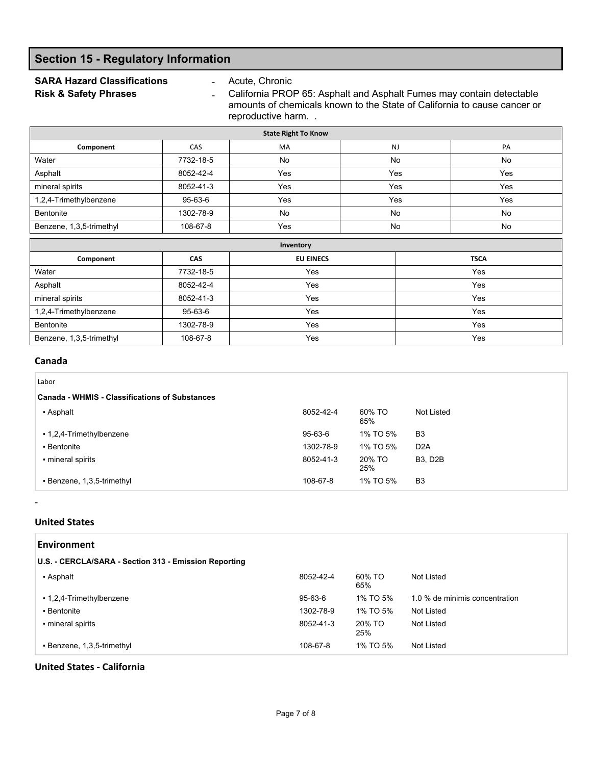## Section 15 - Regulatory Information

**SARA Hazard Classifications** - Acute, Chronic

**Risk & Safety Phrases** - California PROP 65: Asphalt and Asphalt Fumes may contain detectable amounts of chemicals known to the State of California to cause cancer or reproductive harm. .

| State Right To Know | | | | |
|---|---|---|---|---|
| **Component** | CAS | MA | NJ | PA |
| Water | 7732-18-5 | No | No | No |
| Asphalt | 8052-42-4 | Yes | Yes | Yes |
| mineral spirits | 8052-41-3 | Yes | Yes | Yes |
| 1,2,4-Trimethylbenzene | 95-63-6 | Yes | Yes | Yes |
| Bentonite | 1302-78-9 | No | No | No |
| Benzene, 1,3,5-trimethyl | 108-67-8 | Yes | No | No |

| Inventory | | | |
|---|---|---|---|
| **Component** | **CAS** | **EU EINECS** | **TSCA** |
| Water | 7732-18-5 | Yes | Yes |
| Asphalt | 8052-42-4 | Yes | Yes |
| mineral spirits | 8052-41-3 | Yes | Yes |
| 1,2,4-Trimethylbenzene | 95-63-6 | Yes | Yes |
| Bentonite | 1302-78-9 | Yes | Yes |
| Benzene, 1,3,5-trimethyl | 108-67-8 | Yes | Yes |

### Canada

Labor

**Canada - WHMIS - Classifications of Substances**

| | | | |
|---|---|---|---|
| ▪ Asphalt | 8052-42-4 | 60% TO 65% | Not Listed |
| ▪ 1,2,4-Trimethylbenzene | 95-63-6 | 1% TO 5% | B3 |
| ▪ Bentonite | 1302-78-9 | 1% TO 5% | D2A |
| ▪ mineral spirits | 8052-41-3 | 20% TO 25% | B3, D2B |
| ▪ Benzene, 1,3,5-trimethyl | 108-67-8 | 1% TO 5% | B3 |

-

### United States

#### Environment

**U.S. - CERCLA/SARA - Section 313 - Emission Reporting**

| | | | |
|---|---|---|---|
| ▪ Asphalt | 8052-42-4 | 60% TO 65% | Not Listed |
| ▪ 1,2,4-Trimethylbenzene | 95-63-6 | 1% TO 5% | 1.0 % de minimis concentration |
| ▪ Bentonite | 1302-78-9 | 1% TO 5% | Not Listed |
| ▪ mineral spirits | 8052-41-3 | 20% TO 25% | Not Listed |
| ▪ Benzene, 1,3,5-trimethyl | 108-67-8 | 1% TO 5% | Not Listed |

### United States - California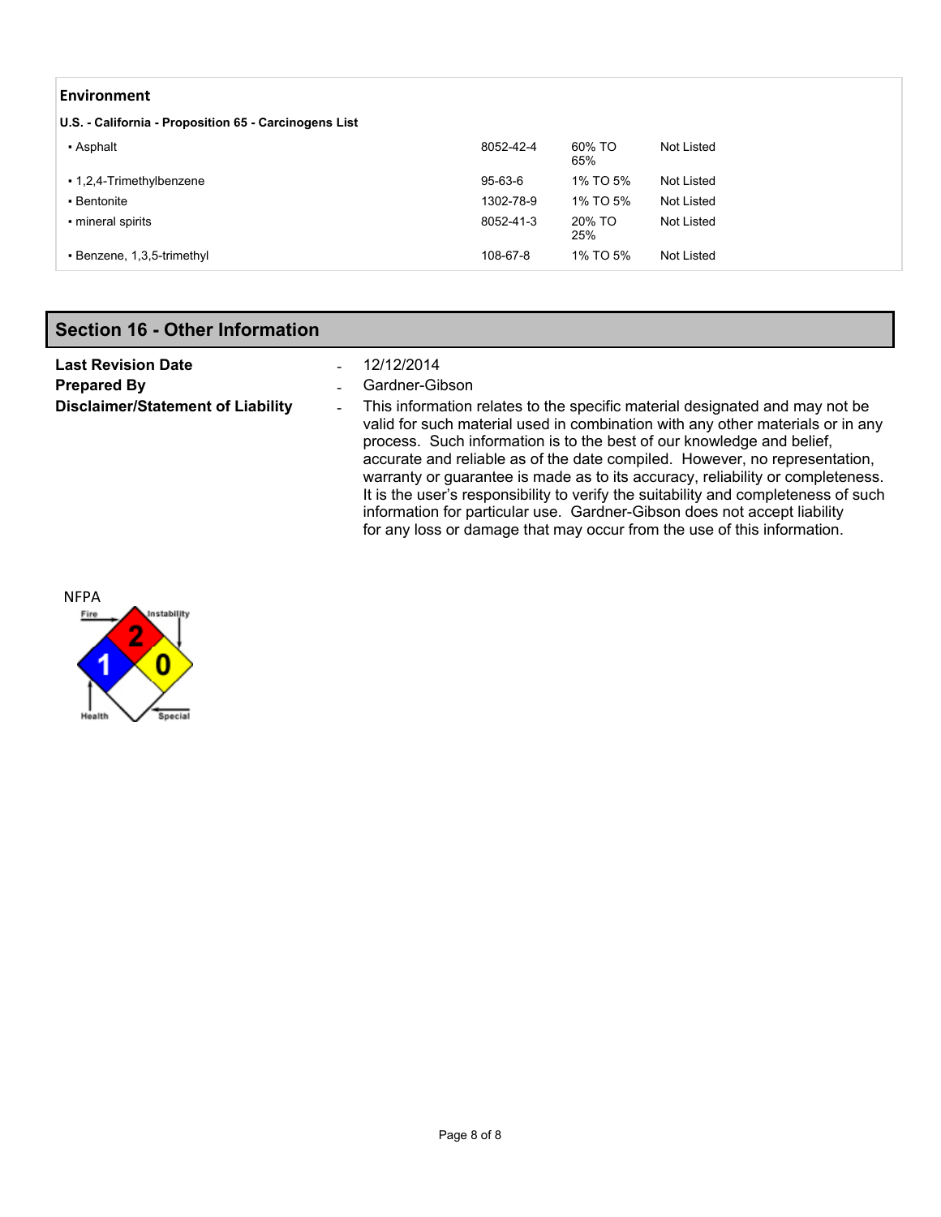**Environment**

**U.S. - California - Proposition 65 - Carcinogens List**

| | | | |
|---|---|---|---|
| ▪ Asphalt | 8052-42-4 | 60% TO 65% | Not Listed |
| ▪ 1,2,4-Trimethylbenzene | 95-63-6 | 1% TO 5% | Not Listed |
| ▪ Bentonite | 1302-78-9 | 1% TO 5% | Not Listed |
| ▪ mineral spirits | 8052-41-3 | 20% TO 25% | Not Listed |
| ▪ Benzene, 1,3,5-trimethyl | 108-67-8 | 1% TO 5% | Not Listed |

## Section 16 - Other Information

**Last Revision Date** - 12/12/2014

**Prepared By** - Gardner-Gibson

**Disclaimer/Statement of Liability** - This information relates to the specific material designated and may not be valid for such material used in combination with any other materials or in any process. Such information is to the best of our knowledge and belief, accurate and reliable as of the date compiled. However, no representation, warranty or guarantee is made as to its accuracy, reliability or completeness. It is the user's responsibility to verify the suitability and completeness of such information for particular use. Gardner-Gibson does not accept liability for any loss or damage that may occur from the use of this information.

NFPA

Fire: 2
Health: 1
Instability: 0
Special